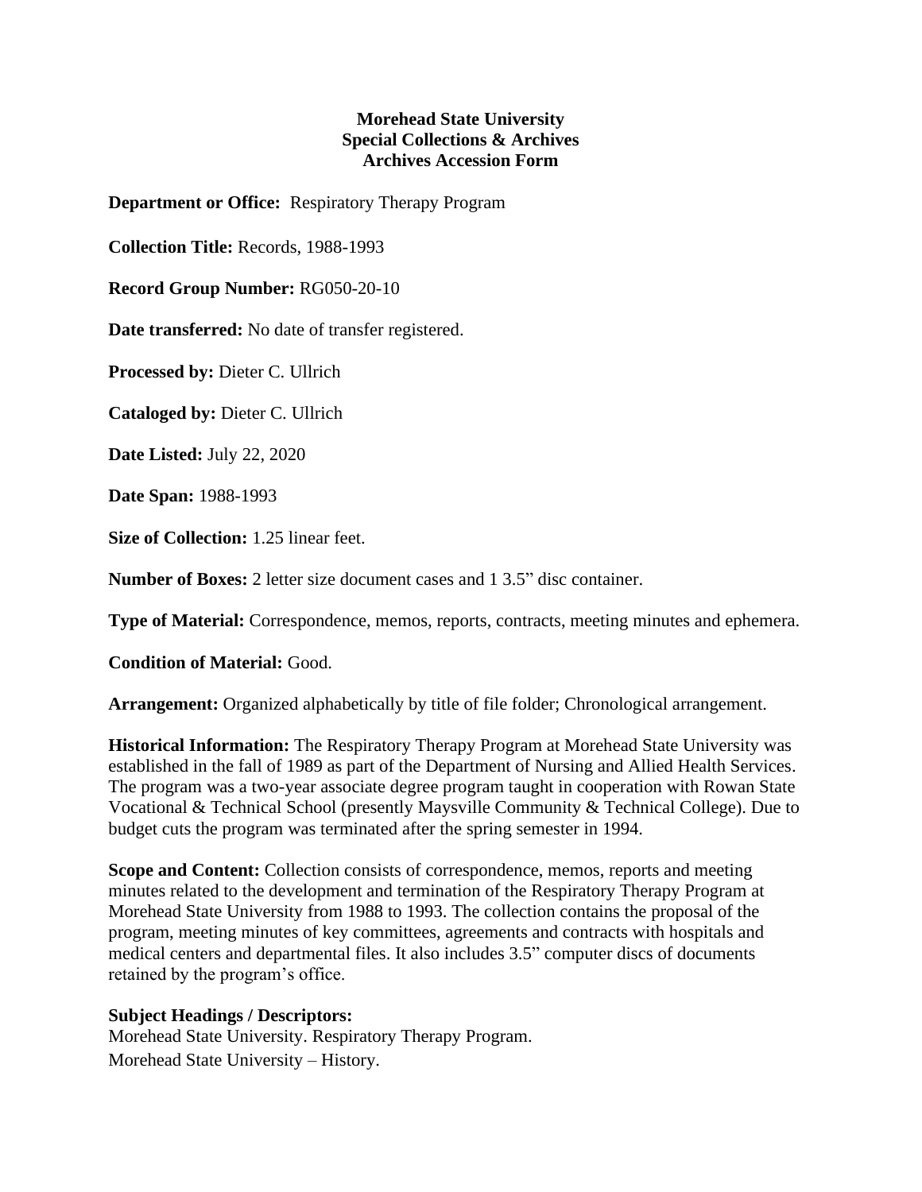**Morehead State University**
**Special Collections & Archives**
**Archives Accession Form**

**Department or Office:** Respiratory Therapy Program

**Collection Title:** Records, 1988-1993

**Record Group Number:** RG050-20-10

**Date transferred:** No date of transfer registered.

**Processed by:** Dieter C. Ullrich

**Cataloged by:** Dieter C. Ullrich

**Date Listed:** July 22, 2020

**Date Span:** 1988-1993

**Size of Collection:** 1.25 linear feet.

**Number of Boxes:** 2 letter size document cases and 1 3.5" disc container.

**Type of Material:** Correspondence, memos, reports, contracts, meeting minutes and ephemera.

**Condition of Material:** Good.

**Arrangement:** Organized alphabetically by title of file folder; Chronological arrangement.

**Historical Information:** The Respiratory Therapy Program at Morehead State University was established in the fall of 1989 as part of the Department of Nursing and Allied Health Services. The program was a two-year associate degree program taught in cooperation with Rowan State Vocational & Technical School (presently Maysville Community & Technical College). Due to budget cuts the program was terminated after the spring semester in 1994.

**Scope and Content:** Collection consists of correspondence, memos, reports and meeting minutes related to the development and termination of the Respiratory Therapy Program at Morehead State University from 1988 to 1993. The collection contains the proposal of the program, meeting minutes of key committees, agreements and contracts with hospitals and medical centers and departmental files. It also includes 3.5" computer discs of documents retained by the program's office.

**Subject Headings / Descriptors:**
Morehead State University. Respiratory Therapy Program.
Morehead State University – History.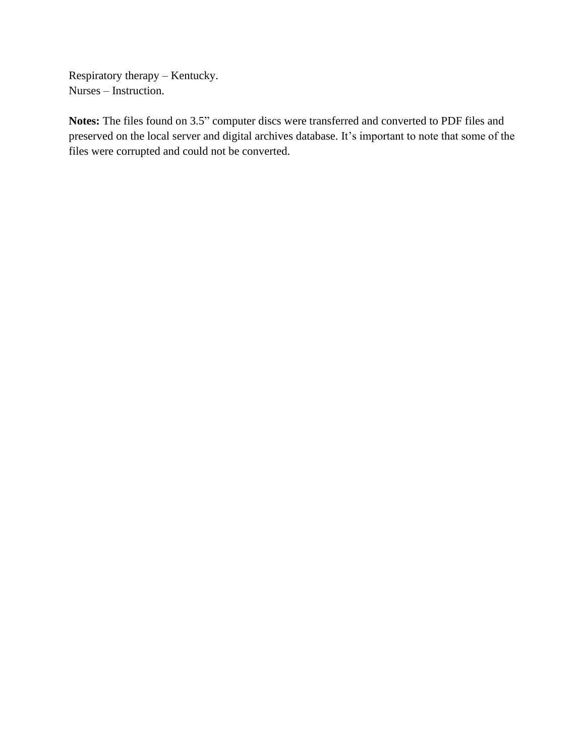Respiratory therapy – Kentucky.
Nurses – Instruction.

**Notes:** The files found on 3.5" computer discs were transferred and converted to PDF files and preserved on the local server and digital archives database. It's important to note that some of the files were corrupted and could not be converted.